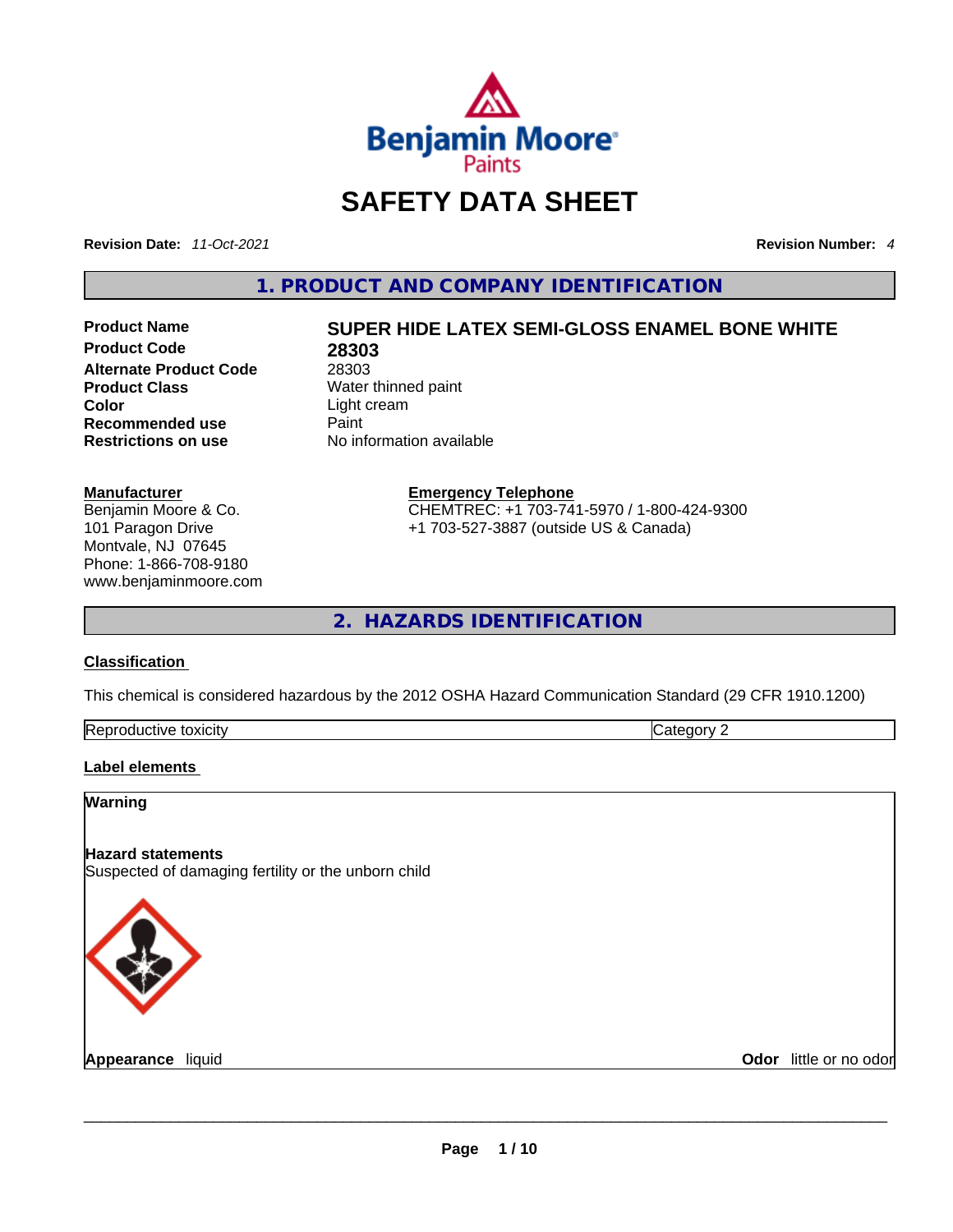# SAFETY DATA SHEET

**Revision Date:** *11-Oct-2021*

**Revision Number:** *4*

## 1. PRODUCT AND COMPANY IDENTIFICATION

| | |
|---|---|
| **Product Name** | **SUPER HIDE LATEX SEMI-GLOSS ENAMEL BONE WHITE** |
| **Product Code** | **28303** |
| **Alternate Product Code** | 28303 |
| **Product Class** | Water thinned paint |
| **Color** | Light cream |
| **Recommended use** | Paint |
| **Restrictions on use** | No information available |

**Manufacturer**
Benjamin Moore & Co.
101 Paragon Drive
Montvale, NJ 07645
Phone: 1-866-708-9180
www.benjaminmoore.com

**Emergency Telephone**
CHEMTREC: +1 703-741-5970 / 1-800-424-9300
+1 703-527-3887 (outside US & Canada)

## 2. HAZARDS IDENTIFICATION

**Classification**

This chemical is considered hazardous by the 2012 OSHA Hazard Communication Standard (29 CFR 1910.1200)

| | |
|---|---|
| Reproductive toxicity | Category 2 |

**Label elements**

**Warning**

**Hazard statements**
Suspected of damaging fertility or the unborn child

**Appearance** liquid

**Odor** little or no odor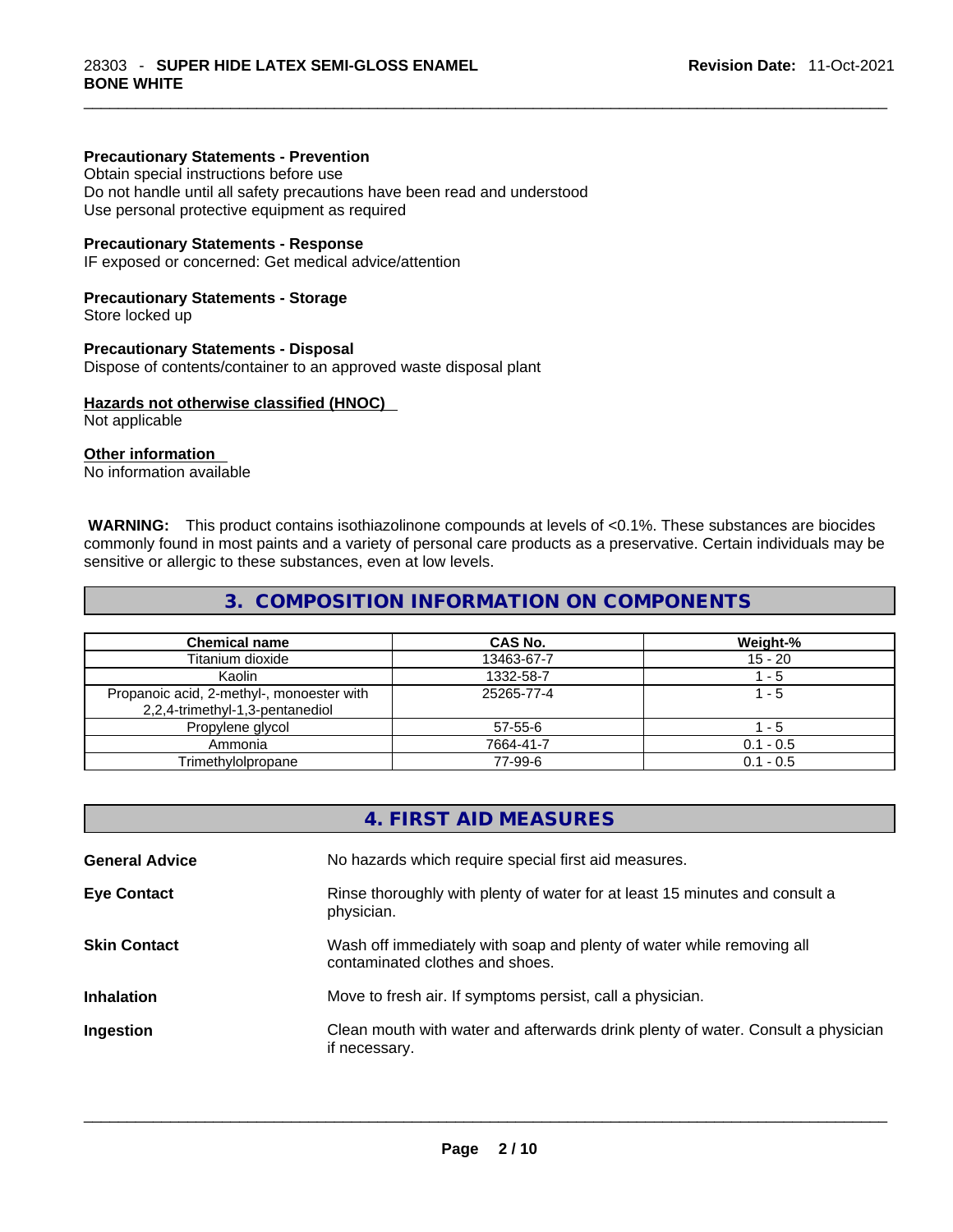#### Precautionary Statements - Prevention

Obtain special instructions before use
Do not handle until all safety precautions have been read and understood
Use personal protective equipment as required

#### Precautionary Statements - Response

IF exposed or concerned: Get medical advice/attention

#### Precautionary Statements - Storage

Store locked up

#### Precautionary Statements - Disposal

Dispose of contents/container to an approved waste disposal plant

#### Hazards not otherwise classified (HNOC)

Not applicable

#### Other information

No information available

**WARNING:** This product contains isothiazolinone compounds at levels of <0.1%. These substances are biocides commonly found in most paints and a variety of personal care products as a preservative. Certain individuals may be sensitive or allergic to these substances, even at low levels.

## 3. COMPOSITION INFORMATION ON COMPONENTS

| Chemical name | CAS No. | Weight-% |
|---|---|---|
| Titanium dioxide | 13463-67-7 | 15 - 20 |
| Kaolin | 1332-58-7 | 1 - 5 |
| Propanoic acid, 2-methyl-, monoester with 2,2,4-trimethyl-1,3-pentanediol | 25265-77-4 | 1 - 5 |
| Propylene glycol | 57-55-6 | 1 - 5 |
| Ammonia | 7664-41-7 | 0.1 - 0.5 |
| Trimethylolpropane | 77-99-6 | 0.1 - 0.5 |

## 4. FIRST AID MEASURES

**General Advice** No hazards which require special first aid measures.

**Eye Contact** Rinse thoroughly with plenty of water for at least 15 minutes and consult a physician.

**Skin Contact** Wash off immediately with soap and plenty of water while removing all contaminated clothes and shoes.

**Inhalation** Move to fresh air. If symptoms persist, call a physician.

**Ingestion** Clean mouth with water and afterwards drink plenty of water. Consult a physician if necessary.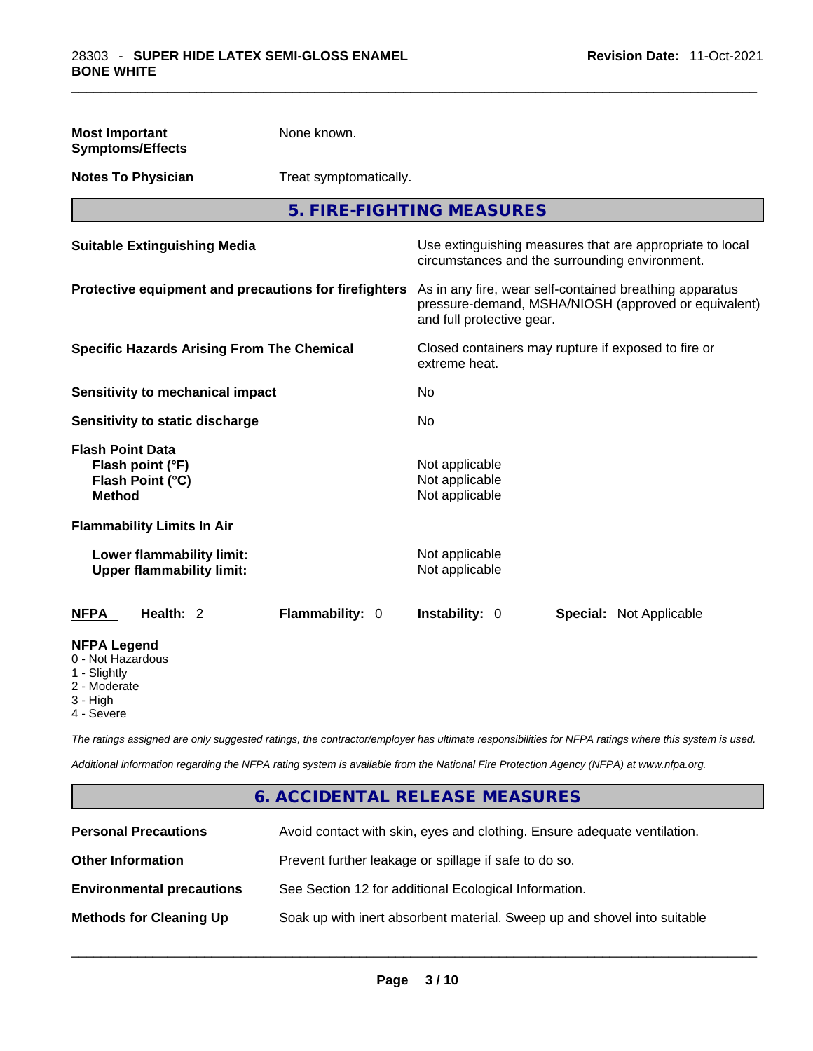| | |
|---|---|
| **Most Important Symptoms/Effects** | None known. |
| **Notes To Physician** | Treat symptomatically. |

## 5. FIRE-FIGHTING MEASURES

| | |
|---|---|
| **Suitable Extinguishing Media** | Use extinguishing measures that are appropriate to local circumstances and the surrounding environment. |
| **Protective equipment and precautions for firefighters** | As in any fire, wear self-contained breathing apparatus pressure-demand, MSHA/NIOSH (approved or equivalent) and full protective gear. |
| **Specific Hazards Arising From The Chemical** | Closed containers may rupture if exposed to fire or extreme heat. |
| **Sensitivity to mechanical impact** | No |
| **Sensitivity to static discharge** | No |

**Flash Point Data**

| | |
|---|---|
| **Flash point (°F)** | Not applicable |
| **Flash Point (°C)** | Not applicable |
| **Method** | Not applicable |

**Flammability Limits In Air**

| | |
|---|---|
| **Lower flammability limit:** | Not applicable |
| **Upper flammability limit:** | Not applicable |

| **NFPA** | **Health:** 2 | **Flammability:** 0 | **Instability:** 0 | **Special:** Not Applicable |
|---|---|---|---|---|

**NFPA Legend**
0 - Not Hazardous
1 - Slightly
2 - Moderate
3 - High
4 - Severe

*The ratings assigned are only suggested ratings, the contractor/employer has ultimate responsibilities for NFPA ratings where this system is used.*

*Additional information regarding the NFPA rating system is available from the National Fire Protection Agency (NFPA) at www.nfpa.org.*

## 6. ACCIDENTAL RELEASE MEASURES

| | |
|---|---|
| **Personal Precautions** | Avoid contact with skin, eyes and clothing. Ensure adequate ventilation. |
| **Other Information** | Prevent further leakage or spillage if safe to do so. |
| **Environmental precautions** | See Section 12 for additional Ecological Information. |
| **Methods for Cleaning Up** | Soak up with inert absorbent material. Sweep up and shovel into suitable |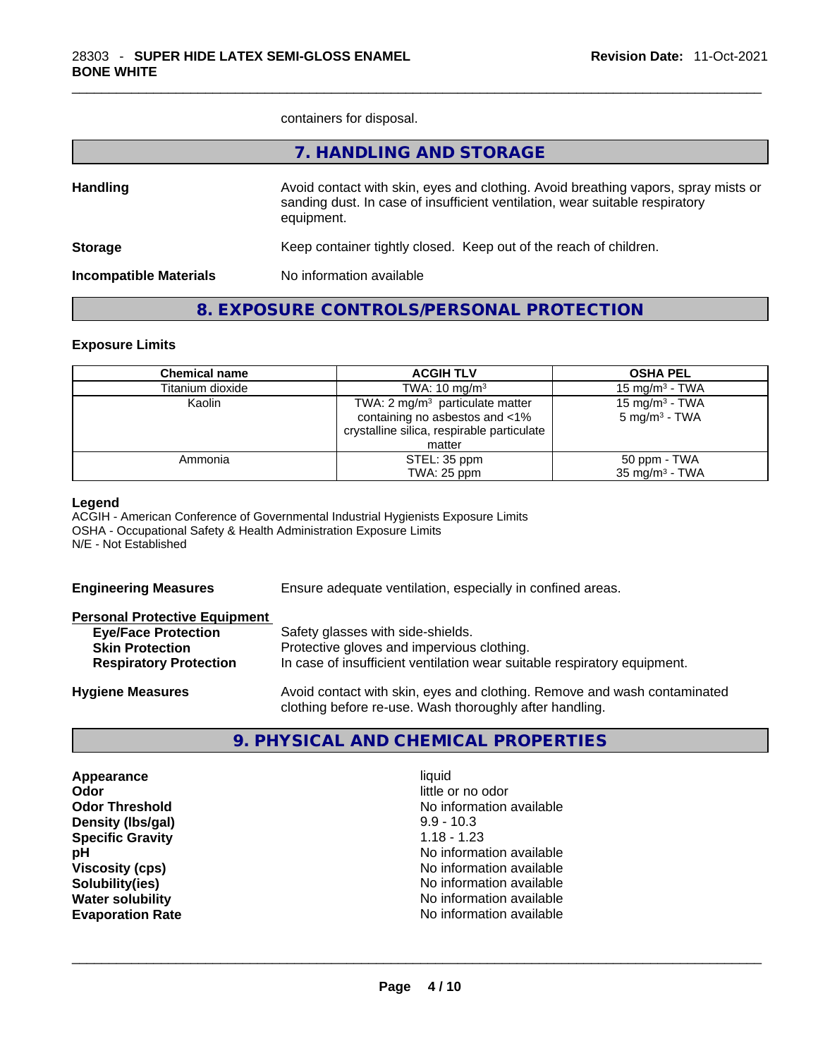containers for disposal.

## 7. HANDLING AND STORAGE

**Handling** Avoid contact with skin, eyes and clothing. Avoid breathing vapors, spray mists or sanding dust. In case of insufficient ventilation, wear suitable respiratory equipment.

**Storage** Keep container tightly closed. Keep out of the reach of children.

**Incompatible Materials** No information available

## 8. EXPOSURE CONTROLS/PERSONAL PROTECTION

### Exposure Limits

| Chemical name | ACGIH TLV | OSHA PEL |
|---|---|---|
| Titanium dioxide | TWA: 10 mg/m³ | 15 mg/m³ - TWA |
| Kaolin | TWA: 2 mg/m³ particulate matter containing no asbestos and <1% crystalline silica, respirable particulate matter | 15 mg/m³ - TWA<br>5 mg/m³ - TWA |
| Ammonia | STEL: 35 ppm<br>TWA: 25 ppm | 50 ppm - TWA<br>35 mg/m³ - TWA |

**Legend**
ACGIH - American Conference of Governmental Industrial Hygienists Exposure Limits
OSHA - Occupational Safety & Health Administration Exposure Limits
N/E - Not Established

**Engineering Measures** Ensure adequate ventilation, especially in confined areas.

**Personal Protective Equipment**
- **Eye/Face Protection** Safety glasses with side-shields.
- **Skin Protection** Protective gloves and impervious clothing.
- **Respiratory Protection** In case of insufficient ventilation wear suitable respiratory equipment.

**Hygiene Measures** Avoid contact with skin, eyes and clothing. Remove and wash contaminated clothing before re-use. Wash thoroughly after handling.

## 9. PHYSICAL AND CHEMICAL PROPERTIES

| | |
|---|---|
| **Appearance** | liquid |
| **Odor** | little or no odor |
| **Odor Threshold** | No information available |
| **Density (lbs/gal)** | 9.9 - 10.3 |
| **Specific Gravity** | 1.18 - 1.23 |
| **pH** | No information available |
| **Viscosity (cps)** | No information available |
| **Solubility(ies)** | No information available |
| **Water solubility** | No information available |
| **Evaporation Rate** | No information available |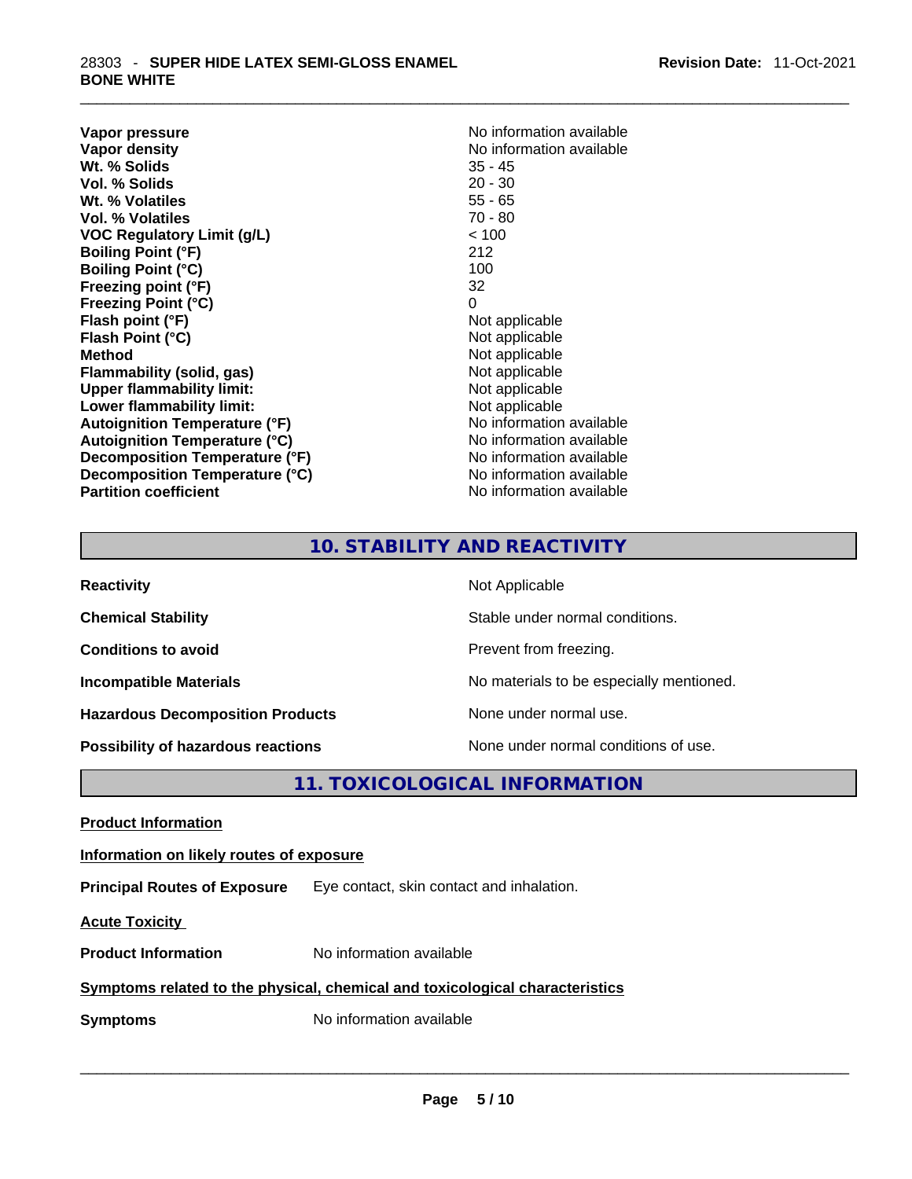| | |
|---|---|
| **Vapor pressure** | No information available |
| **Vapor density** | No information available |
| **Wt. % Solids** | 35 - 45 |
| **Vol. % Solids** | 20 - 30 |
| **Wt. % Volatiles** | 55 - 65 |
| **Vol. % Volatiles** | 70 - 80 |
| **VOC Regulatory Limit (g/L)** | < 100 |
| **Boiling Point (°F)** | 212 |
| **Boiling Point (°C)** | 100 |
| **Freezing point (°F)** | 32 |
| **Freezing Point (°C)** | 0 |
| **Flash point (°F)** | Not applicable |
| **Flash Point (°C)** | Not applicable |
| **Method** | Not applicable |
| **Flammability (solid, gas)** | Not applicable |
| **Upper flammability limit:** | Not applicable |
| **Lower flammability limit:** | Not applicable |
| **Autoignition Temperature (°F)** | No information available |
| **Autoignition Temperature (°C)** | No information available |
| **Decomposition Temperature (°F)** | No information available |
| **Decomposition Temperature (°C)** | No information available |
| **Partition coefficient** | No information available |

## 10. STABILITY AND REACTIVITY

| | |
|---|---|
| **Reactivity** | Not Applicable |
| **Chemical Stability** | Stable under normal conditions. |
| **Conditions to avoid** | Prevent from freezing. |
| **Incompatible Materials** | No materials to be especially mentioned. |
| **Hazardous Decomposition Products** | None under normal use. |
| **Possibility of hazardous reactions** | None under normal conditions of use. |

## 11. TOXICOLOGICAL INFORMATION

**Product Information**

**Information on likely routes of exposure**

**Principal Routes of Exposure** Eye contact, skin contact and inhalation.

**Acute Toxicity**

**Product Information** No information available

**Symptoms related to the physical, chemical and toxicological characteristics**

**Symptoms** No information available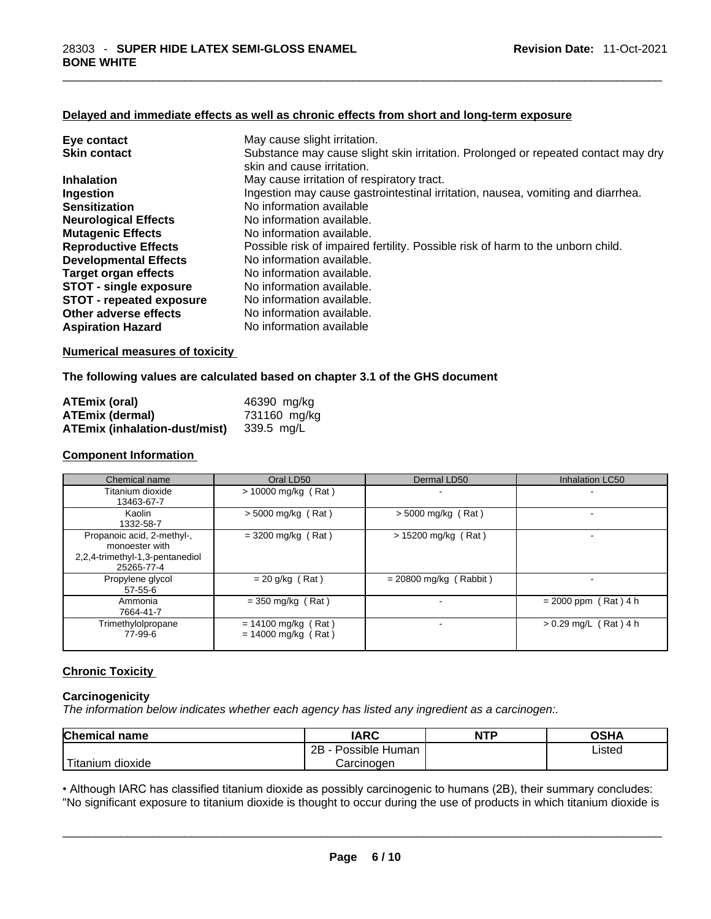#### Delayed and immediate effects as well as chronic effects from short and long-term exposure

| | |
|---|---|
| **Eye contact** | May cause slight irritation. |
| **Skin contact** | Substance may cause slight skin irritation. Prolonged or repeated contact may dry skin and cause irritation. |
| **Inhalation** | May cause irritation of respiratory tract. |
| **Ingestion** | Ingestion may cause gastrointestinal irritation, nausea, vomiting and diarrhea. |
| **Sensitization** | No information available |
| **Neurological Effects** | No information available. |
| **Mutagenic Effects** | No information available. |
| **Reproductive Effects** | Possible risk of impaired fertility. Possible risk of harm to the unborn child. |
| **Developmental Effects** | No information available. |
| **Target organ effects** | No information available. |
| **STOT - single exposure** | No information available. |
| **STOT - repeated exposure** | No information available. |
| **Other adverse effects** | No information available. |
| **Aspiration Hazard** | No information available |

#### Numerical measures of toxicity

**The following values are calculated based on chapter 3.1 of the GHS document**

| | |
|---|---|
| **ATEmix (oral)** | 46390 mg/kg |
| **ATEmix (dermal)** | 731160 mg/kg |
| **ATEmix (inhalation-dust/mist)** | 339.5 mg/L |

#### Component Information

| Chemical name | Oral LD50 | Dermal LD50 | Inhalation LC50 |
|---|---|---|---|
| Titanium dioxide<br>13463-67-7 | > 10000 mg/kg ( Rat ) | - | - |
| Kaolin<br>1332-58-7 | > 5000 mg/kg ( Rat ) | > 5000 mg/kg ( Rat ) | - |
| Propanoic acid, 2-methyl-, monoester with 2,2,4-trimethyl-1,3-pentanediol<br>25265-77-4 | = 3200 mg/kg ( Rat ) | > 15200 mg/kg ( Rat ) | - |
| Propylene glycol<br>57-55-6 | = 20 g/kg ( Rat ) | = 20800 mg/kg ( Rabbit ) | - |
| Ammonia<br>7664-41-7 | = 350 mg/kg ( Rat ) | - | = 2000 ppm ( Rat ) 4 h |
| Trimethylolpropane<br>77-99-6 | = 14100 mg/kg ( Rat )<br>= 14000 mg/kg ( Rat ) | - | > 0.29 mg/L ( Rat ) 4 h |

#### Chronic Toxicity

**Carcinogenicity**

*The information below indicates whether each agency has listed any ingredient as a carcinogen:.*

| Chemical name | IARC | NTP | OSHA |
|---|---|---|---|
| Titanium dioxide | 2B - Possible Human Carcinogen | | Listed |

• Although IARC has classified titanium dioxide as possibly carcinogenic to humans (2B), their summary concludes: "No significant exposure to titanium dioxide is thought to occur during the use of products in which titanium dioxide is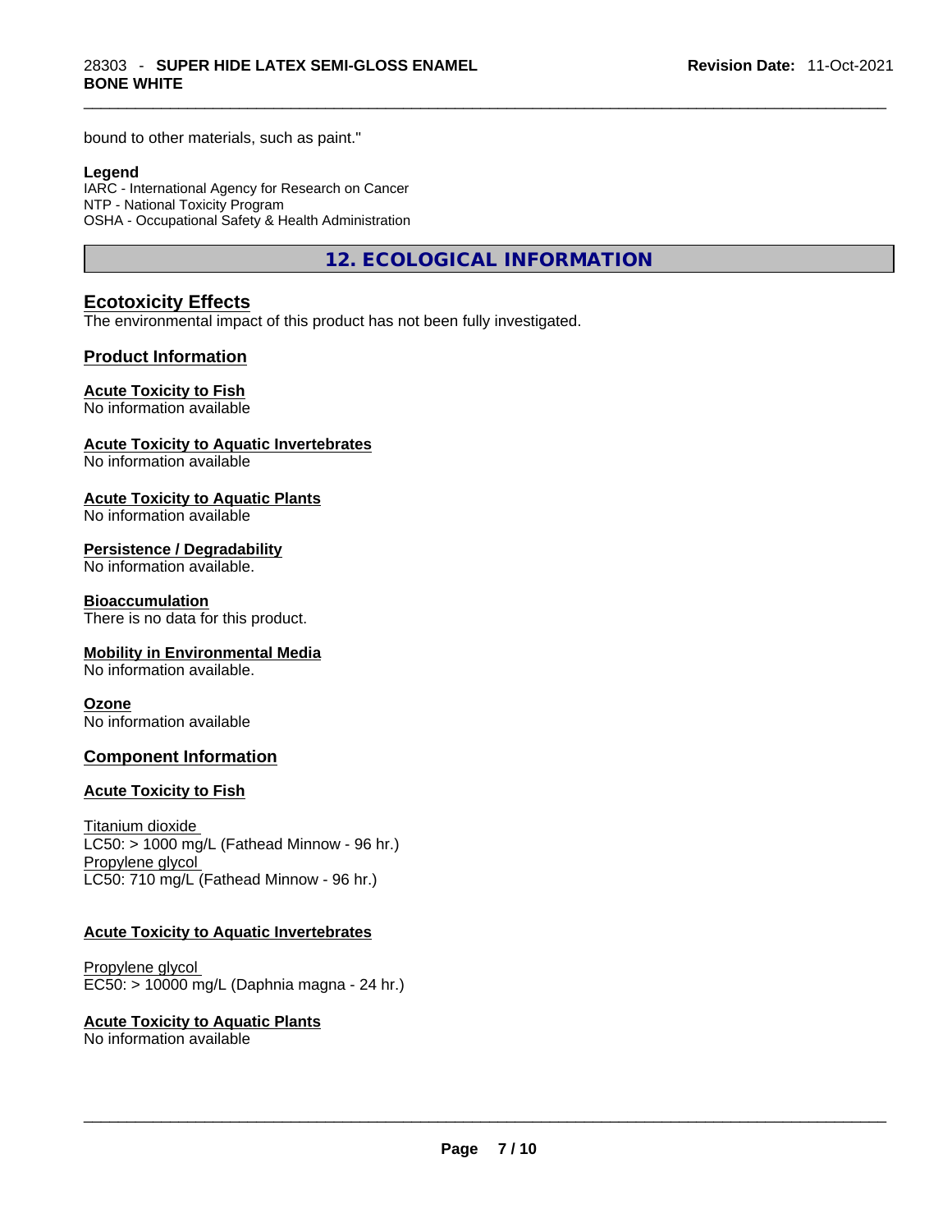bound to other materials, such as paint."

**Legend**
IARC - International Agency for Research on Cancer
NTP - National Toxicity Program
OSHA - Occupational Safety & Health Administration

## 12. ECOLOGICAL INFORMATION

### Ecotoxicity Effects

The environmental impact of this product has not been fully investigated.

### Product Information

**Acute Toxicity to Fish**
No information available

**Acute Toxicity to Aquatic Invertebrates**
No information available

**Acute Toxicity to Aquatic Plants**
No information available

**Persistence / Degradability**
No information available.

**Bioaccumulation**
There is no data for this product.

**Mobility in Environmental Media**
No information available.

**Ozone**
No information available

### Component Information

**Acute Toxicity to Fish**

Titanium dioxide
LC50: > 1000 mg/L (Fathead Minnow - 96 hr.)
Propylene glycol
LC50: 710 mg/L (Fathead Minnow - 96 hr.)

**Acute Toxicity to Aquatic Invertebrates**

Propylene glycol
EC50: > 10000 mg/L (Daphnia magna - 24 hr.)

**Acute Toxicity to Aquatic Plants**
No information available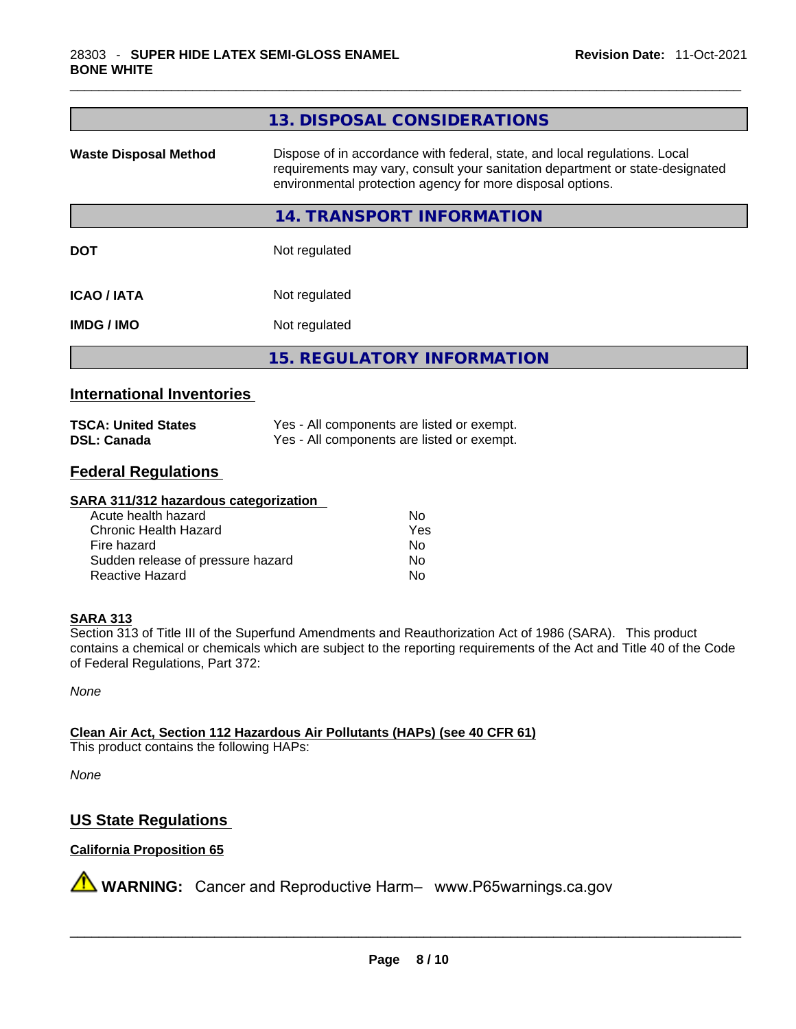## 13. DISPOSAL CONSIDERATIONS

| | |
|---|---|
| **Waste Disposal Method** | Dispose of in accordance with federal, state, and local regulations. Local requirements may vary, consult your sanitation department or state-designated environmental protection agency for more disposal options. |

## 14. TRANSPORT INFORMATION

| | |
|---|---|
| **DOT** | Not regulated |
| **ICAO / IATA** | Not regulated |
| **IMDG / IMO** | Not regulated |

## 15. REGULATORY INFORMATION

### International Inventories

| | |
|---|---|
| **TSCA: United States** | Yes - All components are listed or exempt. |
| **DSL: Canada** | Yes - All components are listed or exempt. |

### Federal Regulations

**SARA 311/312 hazardous categorization**

| | |
|---|---|
| Acute health hazard | No |
| Chronic Health Hazard | Yes |
| Fire hazard | No |
| Sudden release of pressure hazard | No |
| Reactive Hazard | No |

**SARA 313**

Section 313 of Title III of the Superfund Amendments and Reauthorization Act of 1986 (SARA). This product contains a chemical or chemicals which are subject to the reporting requirements of the Act and Title 40 of the Code of Federal Regulations, Part 372:

*None*

**Clean Air Act, Section 112 Hazardous Air Pollutants (HAPs) (see 40 CFR 61)**

This product contains the following HAPs:

*None*

### US State Regulations

**California Proposition 65**

⚠ **WARNING:** Cancer and Reproductive Harm– www.P65warnings.ca.gov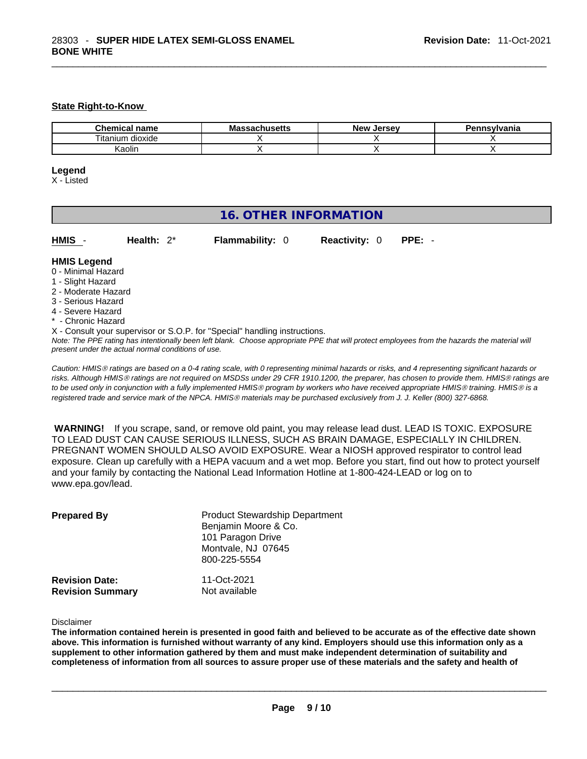**State Right-to-Know**

| Chemical name | Massachusetts | New Jersey | Pennsylvania |
| --- | --- | --- | --- |
| Titanium dioxide | X | X | X |
| Kaolin | X | X | X |

**Legend**
X - Listed

## 16. OTHER INFORMATION

**HMIS** - **Health:** 2* **Flammability:** 0 **Reactivity:** 0 **PPE:** -

**HMIS Legend**
0 - Minimal Hazard
1 - Slight Hazard
2 - Moderate Hazard
3 - Serious Hazard
4 - Severe Hazard
* - Chronic Hazard
X - Consult your supervisor or S.O.P. for "Special" handling instructions.
*Note: The PPE rating has intentionally been left blank. Choose appropriate PPE that will protect employees from the hazards the material will present under the actual normal conditions of use.*

*Caution: HMIS® ratings are based on a 0-4 rating scale, with 0 representing minimal hazards or risks, and 4 representing significant hazards or risks. Although HMIS® ratings are not required on MSDSs under 29 CFR 1910.1200, the preparer, has chosen to provide them. HMIS® ratings are to be used only in conjunction with a fully implemented HMIS® program by workers who have received appropriate HMIS® training. HMIS® is a registered trade and service mark of the NPCA. HMIS® materials may be purchased exclusively from J. J. Keller (800) 327-6868.*

**WARNING!** If you scrape, sand, or remove old paint, you may release lead dust. LEAD IS TOXIC. EXPOSURE TO LEAD DUST CAN CAUSE SERIOUS ILLNESS, SUCH AS BRAIN DAMAGE, ESPECIALLY IN CHILDREN. PREGNANT WOMEN SHOULD ALSO AVOID EXPOSURE. Wear a NIOSH approved respirator to control lead exposure. Clean up carefully with a HEPA vacuum and a wet mop. Before you start, find out how to protect yourself and your family by contacting the National Lead Information Hotline at 1-800-424-LEAD or log on to www.epa.gov/lead.

**Prepared By**
Product Stewardship Department
Benjamin Moore & Co.
101 Paragon Drive
Montvale, NJ 07645
800-225-5554

**Revision Date:** 11-Oct-2021
**Revision Summary** Not available

Disclaimer
**The information contained herein is presented in good faith and believed to be accurate as of the effective date shown above. This information is furnished without warranty of any kind. Employers should use this information only as a supplement to other information gathered by them and must make independent determination of suitability and completeness of information from all sources to assure proper use of these materials and the safety and health of**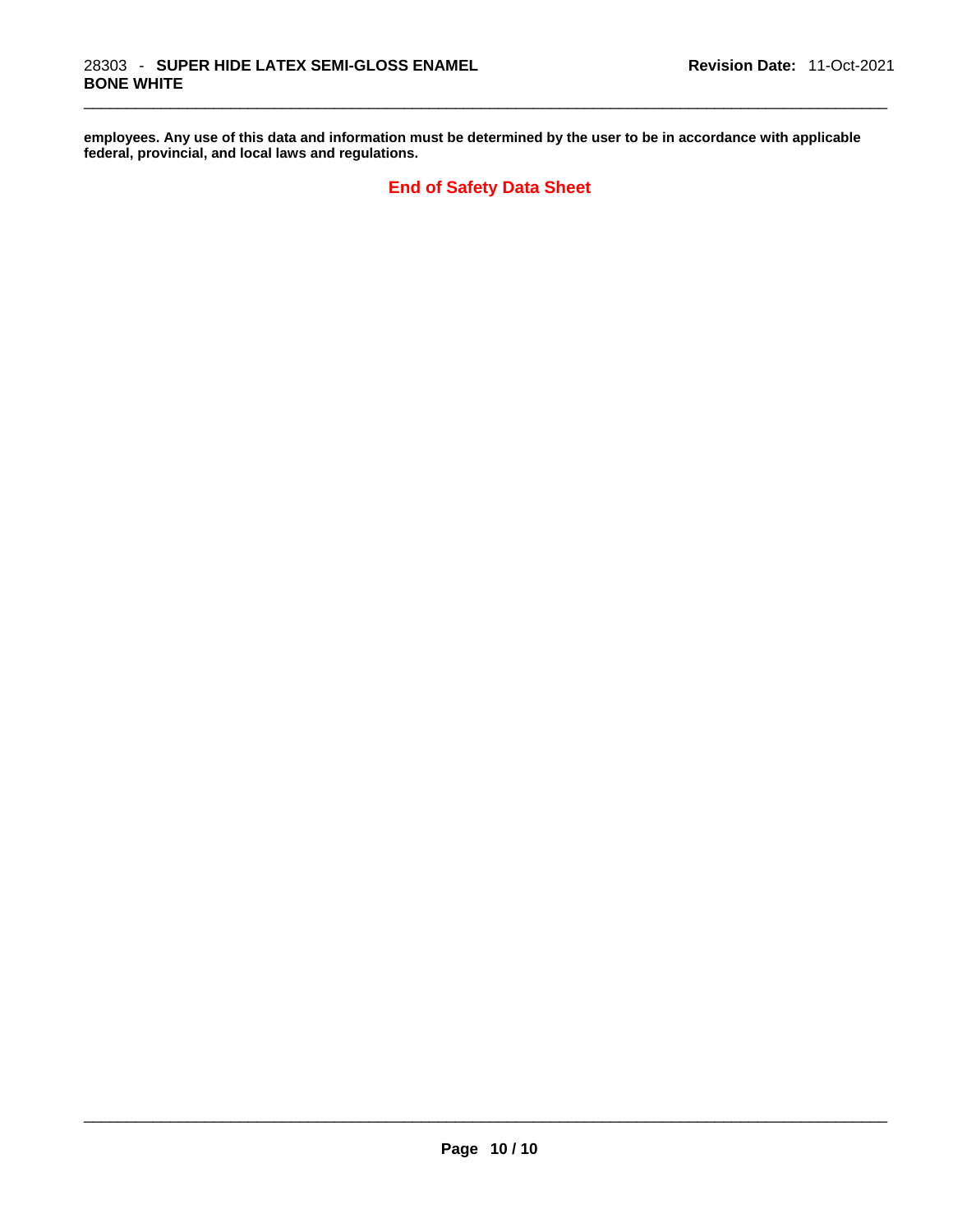**employees. Any use of this data and information must be determined by the user to be in accordance with applicable federal, provincial, and local laws and regulations.**

**End of Safety Data Sheet**